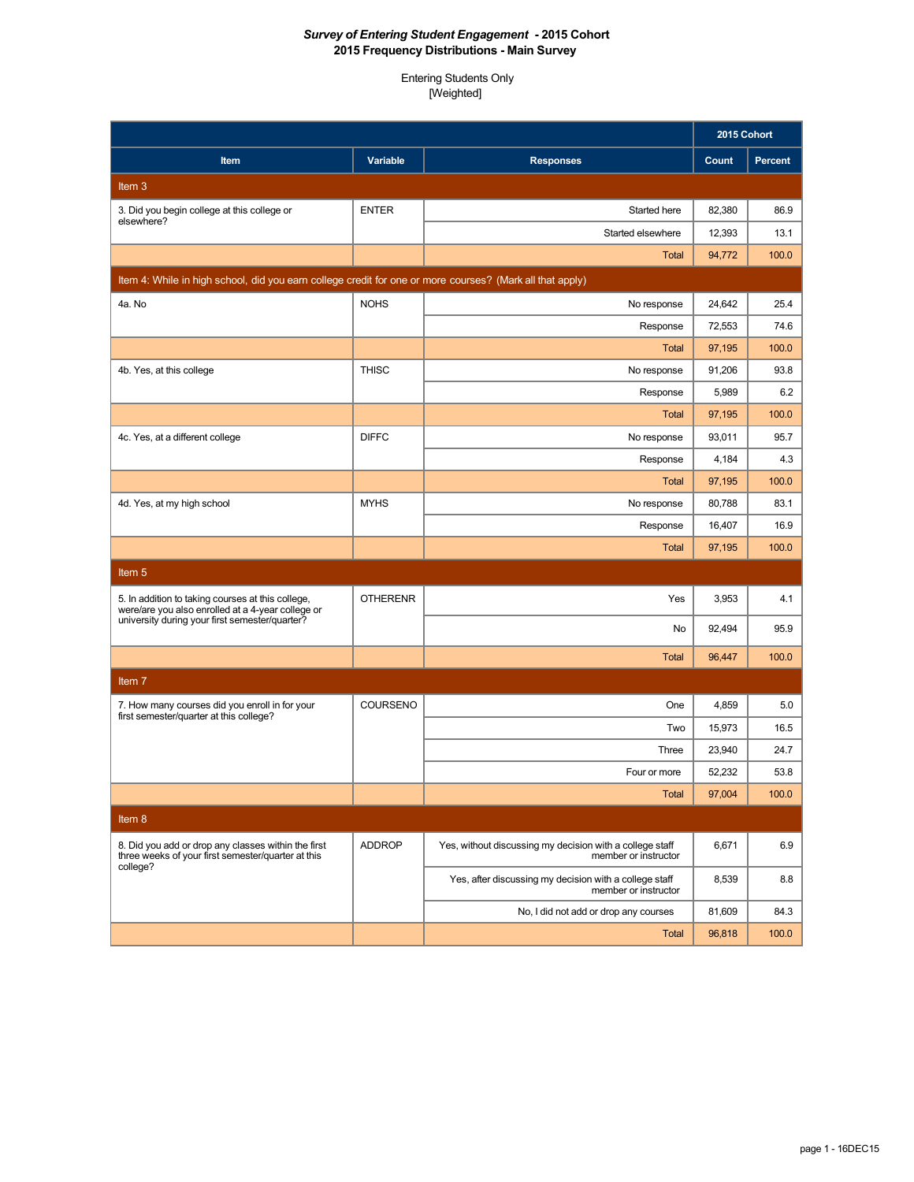# *Survey of Entering Student Engagement* - 2015 Cohort
## 2015 Frequency Distributions - Main Survey

Entering Students Only
[Weighted]

| Item | Variable | Responses | 2015 Cohort Count | 2015 Cohort Percent |
|---|---|---|---|---|
| **Item 3** | | | | |
| 3. Did you begin college at this college or elsewhere? | ENTER | Started here | 82,380 | 86.9 |
| | | Started elsewhere | 12,393 | 13.1 |
| | | Total | 94,772 | 100.0 |
| **Item 4: While in high school, did you earn college credit for one or more courses? (Mark all that apply)** | | | | |
| 4a. No | NOHS | No response | 24,642 | 25.4 |
| | | Response | 72,553 | 74.6 |
| | | Total | 97,195 | 100.0 |
| 4b. Yes, at this college | THISC | No response | 91,206 | 93.8 |
| | | Response | 5,989 | 6.2 |
| | | Total | 97,195 | 100.0 |
| 4c. Yes, at a different college | DIFFC | No response | 93,011 | 95.7 |
| | | Response | 4,184 | 4.3 |
| | | Total | 97,195 | 100.0 |
| 4d. Yes, at my high school | MYHS | No response | 80,788 | 83.1 |
| | | Response | 16,407 | 16.9 |
| | | Total | 97,195 | 100.0 |
| **Item 5** | | | | |
| 5. In addition to taking courses at this college, were/are you also enrolled at a 4-year college or university during your first semester/quarter? | OTHERENR | Yes | 3,953 | 4.1 |
| | | No | 92,494 | 95.9 |
| | | Total | 96,447 | 100.0 |
| **Item 7** | | | | |
| 7. How many courses did you enroll in for your first semester/quarter at this college? | COURSENO | One | 4,859 | 5.0 |
| | | Two | 15,973 | 16.5 |
| | | Three | 23,940 | 24.7 |
| | | Four or more | 52,232 | 53.8 |
| | | Total | 97,004 | 100.0 |
| **Item 8** | | | | |
| 8. Did you add or drop any classes within the first three weeks of your first semester/quarter at this college? | ADDROP | Yes, without discussing my decision with a college staff member or instructor | 6,671 | 6.9 |
| | | Yes, after discussing my decision with a college staff member or instructor | 8,539 | 8.8 |
| | | No, I did not add or drop any courses | 81,609 | 84.3 |
| | | Total | 96,818 | 100.0 |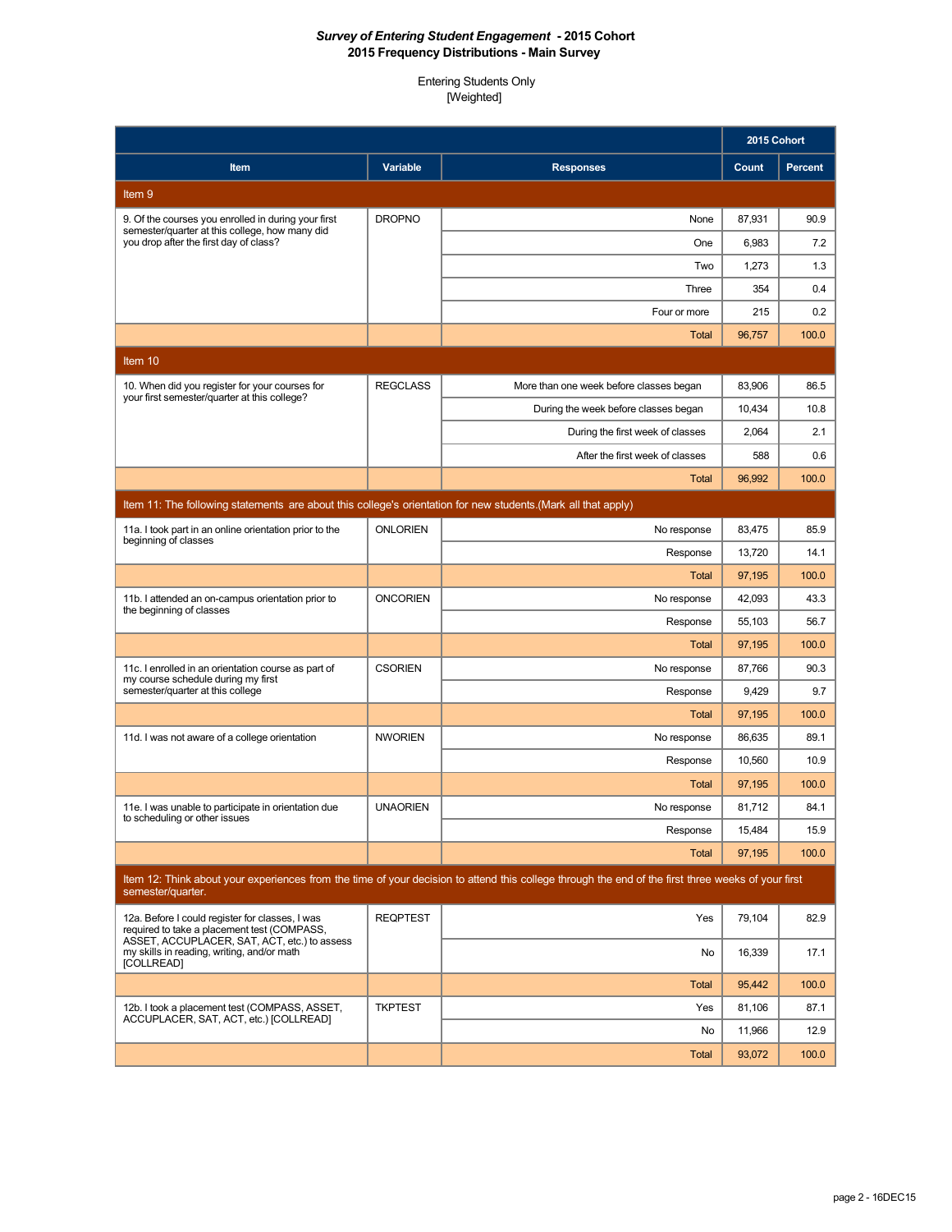**Survey of Entering Student Engagement - 2015 Cohort**
**2015 Frequency Distributions - Main Survey**

Entering Students Only
[Weighted]

| Item | Variable | Responses | 2015 Cohort Count | 2015 Cohort Percent |
|---|---|---|---|---|
| **Item 9** | | | | |
| 9. Of the courses you enrolled in during your first semester/quarter at this college, how many did you drop after the first day of class? | DROPNO | None | 87,931 | 90.9 |
| | | One | 6,983 | 7.2 |
| | | Two | 1,273 | 1.3 |
| | | Three | 354 | 0.4 |
| | | Four or more | 215 | 0.2 |
| | | Total | 96,757 | 100.0 |
| **Item 10** | | | | |
| 10. When did you register for your courses for your first semester/quarter at this college? | REGCLASS | More than one week before classes began | 83,906 | 86.5 |
| | | During the week before classes began | 10,434 | 10.8 |
| | | During the first week of classes | 2,064 | 2.1 |
| | | After the first week of classes | 588 | 0.6 |
| | | Total | 96,992 | 100.0 |
| **Item 11: The following statements are about this college's orientation for new students.(Mark all that apply)** | | | | |
| 11a. I took part in an online orientation prior to the beginning of classes | ONLORIEN | No response | 83,475 | 85.9 |
| | | Response | 13,720 | 14.1 |
| | | Total | 97,195 | 100.0 |
| 11b. I attended an on-campus orientation prior to the beginning of classes | ONCORIEN | No response | 42,093 | 43.3 |
| | | Response | 55,103 | 56.7 |
| | | Total | 97,195 | 100.0 |
| 11c. I enrolled in an orientation course as part of my course schedule during my first semester/quarter at this college | CSORIEN | No response | 87,766 | 90.3 |
| | | Response | 9,429 | 9.7 |
| | | Total | 97,195 | 100.0 |
| 11d. I was not aware of a college orientation | NWORIEN | No response | 86,635 | 89.1 |
| | | Response | 10,560 | 10.9 |
| | | Total | 97,195 | 100.0 |
| 11e. I was unable to participate in orientation due to scheduling or other issues | UNAORIEN | No response | 81,712 | 84.1 |
| | | Response | 15,484 | 15.9 |
| | | Total | 97,195 | 100.0 |
| **Item 12: Think about your experiences from the time of your decision to attend this college through the end of the first three weeks of your first semester/quarter.** | | | | |
| 12a. Before I could register for classes, I was required to take a placement test (COMPASS, ASSET, ACCUPLACER, SAT, ACT, etc.) to assess my skills in reading, writing, and/or math [COLLREAD] | REQPTEST | Yes | 79,104 | 82.9 |
| | | No | 16,339 | 17.1 |
| | | Total | 95,442 | 100.0 |
| 12b. I took a placement test (COMPASS, ASSET, ACCUPLACER, SAT, ACT, etc.) [COLLREAD] | TKPTEST | Yes | 81,106 | 87.1 |
| | | No | 11,966 | 12.9 |
| | | Total | 93,072 | 100.0 |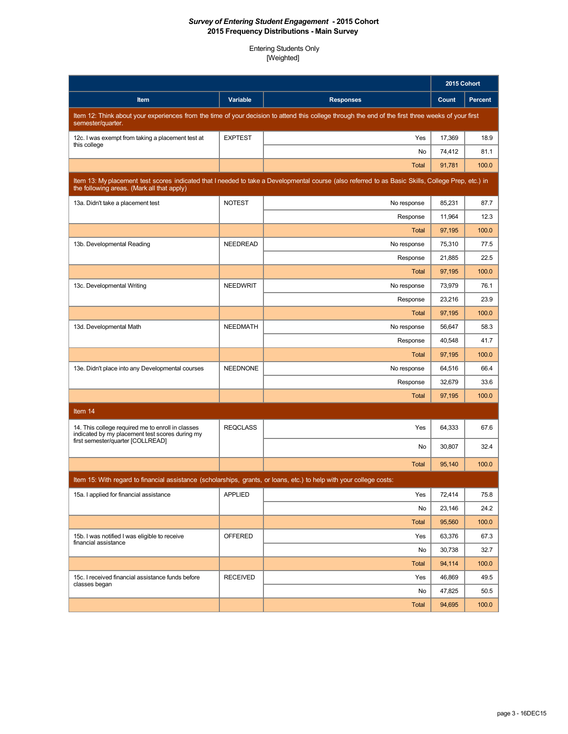***Survey of Entering Student Engagement* - 2015 Cohort**
**2015 Frequency Distributions - Main Survey**

Entering Students Only
[Weighted]

| Item | Variable | Responses | 2015 Cohort Count | 2015 Cohort Percent |
|---|---|---|---|---|
| **Item 12: Think about your experiences from the time of your decision to attend this college through the end of the first three weeks of your first semester/quarter.** | | | | |
| 12c. I was exempt from taking a placement test at this college | EXPTEST | Yes | 17,369 | 18.9 |
| | | No | 74,412 | 81.1 |
| | | Total | 91,781 | 100.0 |
| **Item 13: My placement test scores indicated that I needed to take a Developmental course (also referred to as Basic Skills, College Prep, etc.) in the following areas. (Mark all that apply)** | | | | |
| 13a. Didn't take a placement test | NOTEST | No response | 85,231 | 87.7 |
| | | Response | 11,964 | 12.3 |
| | | Total | 97,195 | 100.0 |
| 13b. Developmental Reading | NEEDREAD | No response | 75,310 | 77.5 |
| | | Response | 21,885 | 22.5 |
| | | Total | 97,195 | 100.0 |
| 13c. Developmental Writing | NEEDWRIT | No response | 73,979 | 76.1 |
| | | Response | 23,216 | 23.9 |
| | | Total | 97,195 | 100.0 |
| 13d. Developmental Math | NEEDMATH | No response | 56,647 | 58.3 |
| | | Response | 40,548 | 41.7 |
| | | Total | 97,195 | 100.0 |
| 13e. Didn't place into any Developmental courses | NEEDNONE | No response | 64,516 | 66.4 |
| | | Response | 32,679 | 33.6 |
| | | Total | 97,195 | 100.0 |
| **Item 14** | | | | |
| 14. This college required me to enroll in classes indicated by my placement test scores during my first semester/quarter [COLLREAD] | REQCLASS | Yes | 64,333 | 67.6 |
| | | No | 30,807 | 32.4 |
| | | Total | 95,140 | 100.0 |
| **Item 15: With regard to financial assistance (scholarships, grants, or loans, etc.) to help with your college costs:** | | | | |
| 15a. I applied for financial assistance | APPLIED | Yes | 72,414 | 75.8 |
| | | No | 23,146 | 24.2 |
| | | Total | 95,560 | 100.0 |
| 15b. I was notified I was eligible to receive financial assistance | OFFERED | Yes | 63,376 | 67.3 |
| | | No | 30,738 | 32.7 |
| | | Total | 94,114 | 100.0 |
| 15c. I received financial assistance funds before classes began | RECEIVED | Yes | 46,869 | 49.5 |
| | | No | 47,825 | 50.5 |
| | | Total | 94,695 | 100.0 |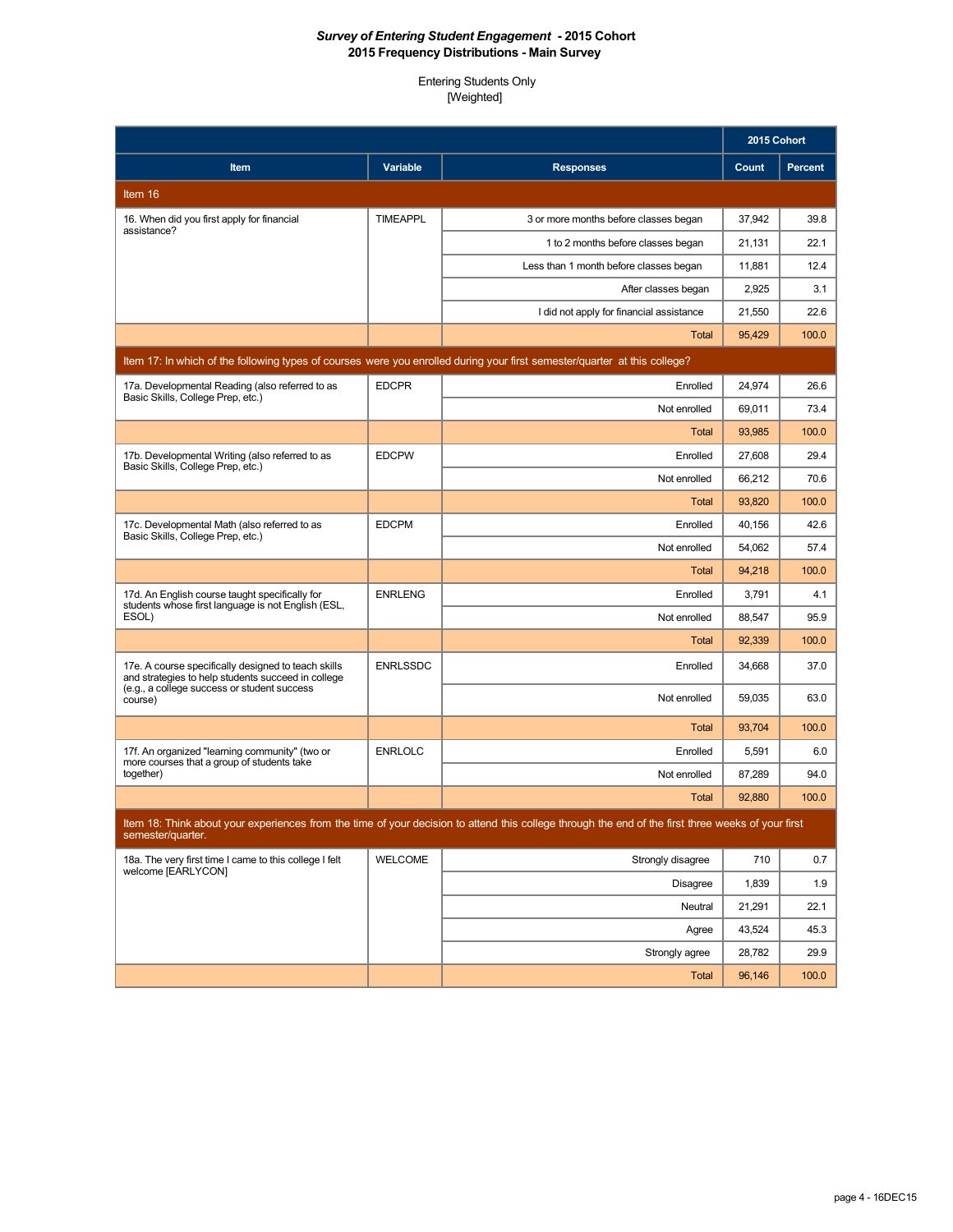***Survey of Entering Student Engagement* - 2015 Cohort**
**2015 Frequency Distributions - Main Survey**

Entering Students Only
[Weighted]

| Item | Variable | Responses | 2015 Cohort Count | 2015 Cohort Percent |
|---|---|---|---|---|
| **Item 16** | | | | |
| 16. When did you first apply for financial assistance? | TIMEAPPL | 3 or more months before classes began | 37,942 | 39.8 |
| | | 1 to 2 months before classes began | 21,131 | 22.1 |
| | | Less than 1 month before classes began | 11,881 | 12.4 |
| | | After classes began | 2,925 | 3.1 |
| | | I did not apply for financial assistance | 21,550 | 22.6 |
| | | Total | 95,429 | 100.0 |
| **Item 17: In which of the following types of courses were you enrolled during your first semester/quarter at this college?** | | | | |
| 17a. Developmental Reading (also referred to as Basic Skills, College Prep, etc.) | EDCPR | Enrolled | 24,974 | 26.6 |
| | | Not enrolled | 69,011 | 73.4 |
| | | Total | 93,985 | 100.0 |
| 17b. Developmental Writing (also referred to as Basic Skills, College Prep, etc.) | EDCPW | Enrolled | 27,608 | 29.4 |
| | | Not enrolled | 66,212 | 70.6 |
| | | Total | 93,820 | 100.0 |
| 17c. Developmental Math (also referred to as Basic Skills, College Prep, etc.) | EDCPM | Enrolled | 40,156 | 42.6 |
| | | Not enrolled | 54,062 | 57.4 |
| | | Total | 94,218 | 100.0 |
| 17d. An English course taught specifically for students whose first language is not English (ESL, ESOL) | ENRLENG | Enrolled | 3,791 | 4.1 |
| | | Not enrolled | 88,547 | 95.9 |
| | | Total | 92,339 | 100.0 |
| 17e. A course specifically designed to teach skills and strategies to help students succeed in college (e.g., a college success or student success course) | ENRLSSDC | Enrolled | 34,668 | 37.0 |
| | | Not enrolled | 59,035 | 63.0 |
| | | Total | 93,704 | 100.0 |
| 17f. An organized "learning community" (two or more courses that a group of students take together) | ENRLOLC | Enrolled | 5,591 | 6.0 |
| | | Not enrolled | 87,289 | 94.0 |
| | | Total | 92,880 | 100.0 |
| **Item 18: Think about your experiences from the time of your decision to attend this college through the end of the first three weeks of your first semester/quarter.** | | | | |
| 18a. The very first time I came to this college I felt welcome [EARLYCON] | WELCOME | Strongly disagree | 710 | 0.7 |
| | | Disagree | 1,839 | 1.9 |
| | | Neutral | 21,291 | 22.1 |
| | | Agree | 43,524 | 45.3 |
| | | Strongly agree | 28,782 | 29.9 |
| | | Total | 96,146 | 100.0 |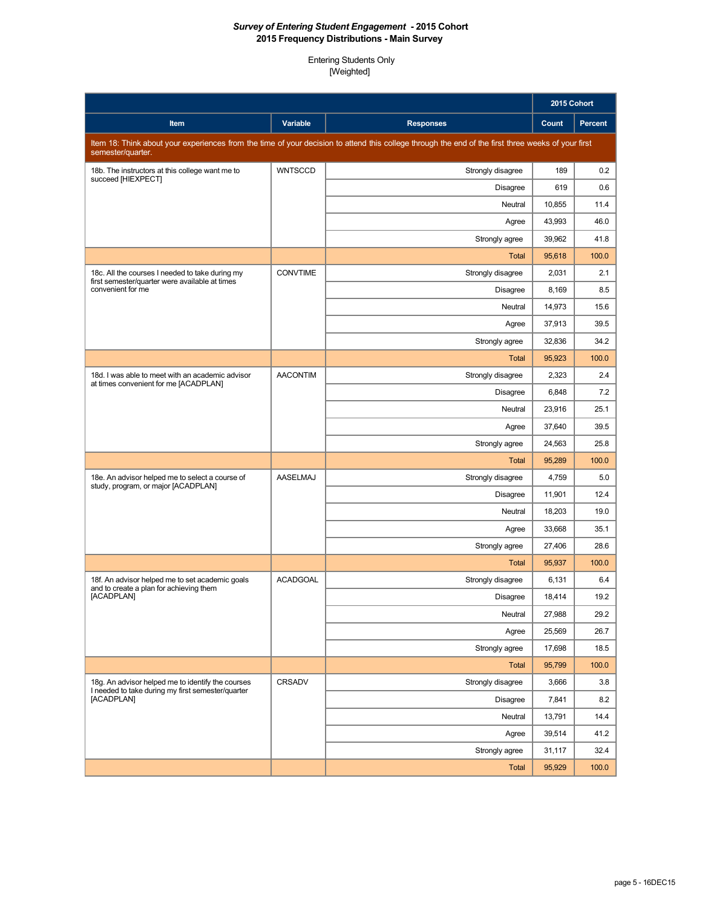*Survey of Entering Student Engagement* **- 2015 Cohort**
**2015 Frequency Distributions - Main Survey**

Entering Students Only
[Weighted]

| Item | Variable | Responses | 2015 Cohort Count | 2015 Cohort Percent |
|---|---|---|---|---|
| Item 18: Think about your experiences from the time of your decision to attend this college through the end of the first three weeks of your first semester/quarter. | | | | |
| 18b. The instructors at this college want me to succeed [HIEXPECT] | WNTSCCD | Strongly disagree | 189 | 0.2 |
| | | Disagree | 619 | 0.6 |
| | | Neutral | 10,855 | 11.4 |
| | | Agree | 43,993 | 46.0 |
| | | Strongly agree | 39,962 | 41.8 |
| | | Total | 95,618 | 100.0 |
| 18c. All the courses I needed to take during my first semester/quarter were available at times convenient for me | CONVTIME | Strongly disagree | 2,031 | 2.1 |
| | | Disagree | 8,169 | 8.5 |
| | | Neutral | 14,973 | 15.6 |
| | | Agree | 37,913 | 39.5 |
| | | Strongly agree | 32,836 | 34.2 |
| | | Total | 95,923 | 100.0 |
| 18d. I was able to meet with an academic advisor at times convenient for me [ACADPLAN] | AACONTIM | Strongly disagree | 2,323 | 2.4 |
| | | Disagree | 6,848 | 7.2 |
| | | Neutral | 23,916 | 25.1 |
| | | Agree | 37,640 | 39.5 |
| | | Strongly agree | 24,563 | 25.8 |
| | | Total | 95,289 | 100.0 |
| 18e. An advisor helped me to select a course of study, program, or major [ACADPLAN] | AASELMAJ | Strongly disagree | 4,759 | 5.0 |
| | | Disagree | 11,901 | 12.4 |
| | | Neutral | 18,203 | 19.0 |
| | | Agree | 33,668 | 35.1 |
| | | Strongly agree | 27,406 | 28.6 |
| | | Total | 95,937 | 100.0 |
| 18f. An advisor helped me to set academic goals and to create a plan for achieving them [ACADPLAN] | ACADGOAL | Strongly disagree | 6,131 | 6.4 |
| | | Disagree | 18,414 | 19.2 |
| | | Neutral | 27,988 | 29.2 |
| | | Agree | 25,569 | 26.7 |
| | | Strongly agree | 17,698 | 18.5 |
| | | Total | 95,799 | 100.0 |
| 18g. An advisor helped me to identify the courses I needed to take during my first semester/quarter [ACADPLAN] | CRSADV | Strongly disagree | 3,666 | 3.8 |
| | | Disagree | 7,841 | 8.2 |
| | | Neutral | 13,791 | 14.4 |
| | | Agree | 39,514 | 41.2 |
| | | Strongly agree | 31,117 | 32.4 |
| | | Total | 95,929 | 100.0 |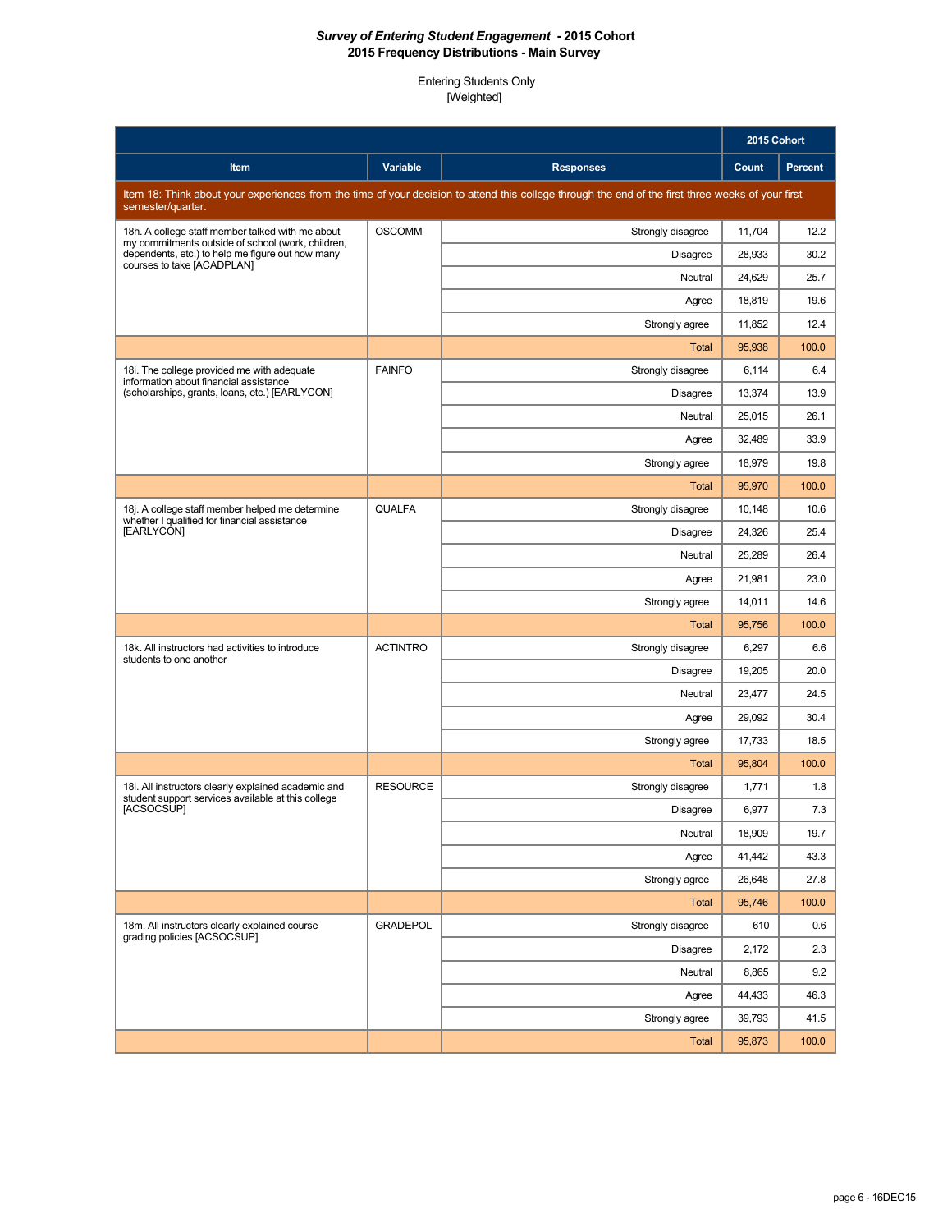**_Survey of Entering Student Engagement_ - 2015 Cohort**
**2015 Frequency Distributions - Main Survey**

Entering Students Only
[Weighted]

| Item | Variable | Responses | 2015 Cohort Count | 2015 Cohort Percent |
|---|---|---|---|---|
| Item 18: Think about your experiences from the time of your decision to attend this college through the end of the first three weeks of your first semester/quarter. | | | | |
| 18h. A college staff member talked with me about my commitments outside of school (work, children, dependents, etc.) to help me figure out how many courses to take [ACADPLAN] | OSCOMM | Strongly disagree | 11,704 | 12.2 |
| | | Disagree | 28,933 | 30.2 |
| | | Neutral | 24,629 | 25.7 |
| | | Agree | 18,819 | 19.6 |
| | | Strongly agree | 11,852 | 12.4 |
| | | Total | 95,938 | 100.0 |
| 18i. The college provided me with adequate information about financial assistance (scholarships, grants, loans, etc.) [EARLYCON] | FAINFO | Strongly disagree | 6,114 | 6.4 |
| | | Disagree | 13,374 | 13.9 |
| | | Neutral | 25,015 | 26.1 |
| | | Agree | 32,489 | 33.9 |
| | | Strongly agree | 18,979 | 19.8 |
| | | Total | 95,970 | 100.0 |
| 18j. A college staff member helped me determine whether I qualified for financial assistance [EARLYCON] | QUALFA | Strongly disagree | 10,148 | 10.6 |
| | | Disagree | 24,326 | 25.4 |
| | | Neutral | 25,289 | 26.4 |
| | | Agree | 21,981 | 23.0 |
| | | Strongly agree | 14,011 | 14.6 |
| | | Total | 95,756 | 100.0 |
| 18k. All instructors had activities to introduce students to one another | ACTINTRO | Strongly disagree | 6,297 | 6.6 |
| | | Disagree | 19,205 | 20.0 |
| | | Neutral | 23,477 | 24.5 |
| | | Agree | 29,092 | 30.4 |
| | | Strongly agree | 17,733 | 18.5 |
| | | Total | 95,804 | 100.0 |
| 18l. All instructors clearly explained academic and student support services available at this college [ACSOCSUP] | RESOURCE | Strongly disagree | 1,771 | 1.8 |
| | | Disagree | 6,977 | 7.3 |
| | | Neutral | 18,909 | 19.7 |
| | | Agree | 41,442 | 43.3 |
| | | Strongly agree | 26,648 | 27.8 |
| | | Total | 95,746 | 100.0 |
| 18m. All instructors clearly explained course grading policies [ACSOCSUP] | GRADEPOL | Strongly disagree | 610 | 0.6 |
| | | Disagree | 2,172 | 2.3 |
| | | Neutral | 8,865 | 9.2 |
| | | Agree | 44,433 | 46.3 |
| | | Strongly agree | 39,793 | 41.5 |
| | | Total | 95,873 | 100.0 |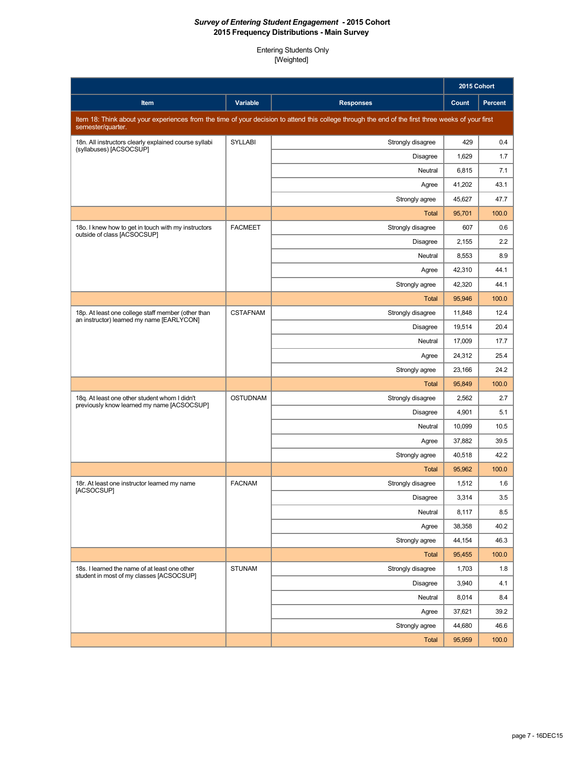# *Survey of Entering Student Engagement* - 2015 Cohort
## 2015 Frequency Distributions - Main Survey

Entering Students Only
[Weighted]

| Item | Variable | Responses | 2015 Cohort Count | 2015 Cohort Percent |
|---|---|---|---|---|
| Item 18: Think about your experiences from the time of your decision to attend this college through the end of the first three weeks of your first semester/quarter. | | | | |
| 18n. All instructors clearly explained course syllabi (syllabuses) [ACSOCSUP] | SYLLABI | Strongly disagree | 429 | 0.4 |
| | | Disagree | 1,629 | 1.7 |
| | | Neutral | 6,815 | 7.1 |
| | | Agree | 41,202 | 43.1 |
| | | Strongly agree | 45,627 | 47.7 |
| | | Total | 95,701 | 100.0 |
| 18o. I knew how to get in touch with my instructors outside of class [ACSOCSUP] | FACMEET | Strongly disagree | 607 | 0.6 |
| | | Disagree | 2,155 | 2.2 |
| | | Neutral | 8,553 | 8.9 |
| | | Agree | 42,310 | 44.1 |
| | | Strongly agree | 42,320 | 44.1 |
| | | Total | 95,946 | 100.0 |
| 18p. At least one college staff member (other than an instructor) learned my name [EARLYCON] | CSTAFNAM | Strongly disagree | 11,848 | 12.4 |
| | | Disagree | 19,514 | 20.4 |
| | | Neutral | 17,009 | 17.7 |
| | | Agree | 24,312 | 25.4 |
| | | Strongly agree | 23,166 | 24.2 |
| | | Total | 95,849 | 100.0 |
| 18q. At least one other student whom I didn't previously know learned my name [ACSOCSUP] | OSTUDNAM | Strongly disagree | 2,562 | 2.7 |
| | | Disagree | 4,901 | 5.1 |
| | | Neutral | 10,099 | 10.5 |
| | | Agree | 37,882 | 39.5 |
| | | Strongly agree | 40,518 | 42.2 |
| | | Total | 95,962 | 100.0 |
| 18r. At least one instructor learned my name [ACSOCSUP] | FACNAM | Strongly disagree | 1,512 | 1.6 |
| | | Disagree | 3,314 | 3.5 |
| | | Neutral | 8,117 | 8.5 |
| | | Agree | 38,358 | 40.2 |
| | | Strongly agree | 44,154 | 46.3 |
| | | Total | 95,455 | 100.0 |
| 18s. I learned the name of at least one other student in most of my classes [ACSOCSUP] | STUNAM | Strongly disagree | 1,703 | 1.8 |
| | | Disagree | 3,940 | 4.1 |
| | | Neutral | 8,014 | 8.4 |
| | | Agree | 37,621 | 39.2 |
| | | Strongly agree | 44,680 | 46.6 |
| | | Total | 95,959 | 100.0 |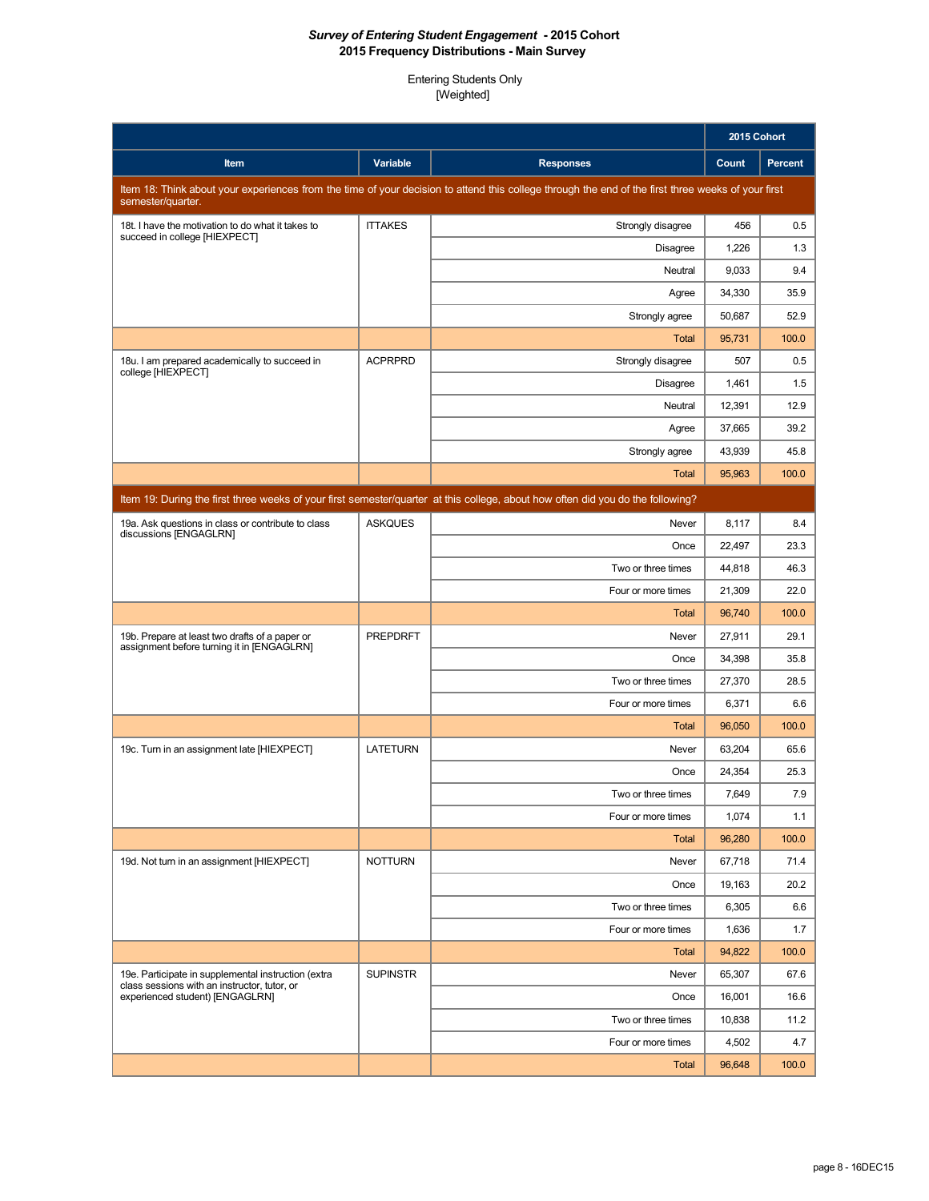***Survey of Entering Student Engagement* - 2015 Cohort**
**2015 Frequency Distributions - Main Survey**

Entering Students Only
[Weighted]

| Item | Variable | Responses | 2015 Cohort Count | 2015 Cohort Percent |
|---|---|---|---|---|
| Item 18: Think about your experiences from the time of your decision to attend this college through the end of the first three weeks of your first semester/quarter. | | | | |
| 18t. I have the motivation to do what it takes to succeed in college [HIEXPECT] | ITTAKES | Strongly disagree | 456 | 0.5 |
| | | Disagree | 1,226 | 1.3 |
| | | Neutral | 9,033 | 9.4 |
| | | Agree | 34,330 | 35.9 |
| | | Strongly agree | 50,687 | 52.9 |
| | | Total | 95,731 | 100.0 |
| 18u. I am prepared academically to succeed in college [HIEXPECT] | ACPRPRD | Strongly disagree | 507 | 0.5 |
| | | Disagree | 1,461 | 1.5 |
| | | Neutral | 12,391 | 12.9 |
| | | Agree | 37,665 | 39.2 |
| | | Strongly agree | 43,939 | 45.8 |
| | | Total | 95,963 | 100.0 |
| Item 19: During the first three weeks of your first semester/quarter at this college, about how often did you do the following? | | | | |
| 19a. Ask questions in class or contribute to class discussions [ENGAGLRN] | ASKQUES | Never | 8,117 | 8.4 |
| | | Once | 22,497 | 23.3 |
| | | Two or three times | 44,818 | 46.3 |
| | | Four or more times | 21,309 | 22.0 |
| | | Total | 96,740 | 100.0 |
| 19b. Prepare at least two drafts of a paper or assignment before turning it in [ENGAGLRN] | PREPDRFT | Never | 27,911 | 29.1 |
| | | Once | 34,398 | 35.8 |
| | | Two or three times | 27,370 | 28.5 |
| | | Four or more times | 6,371 | 6.6 |
| | | Total | 96,050 | 100.0 |
| 19c. Turn in an assignment late [HIEXPECT] | LATETURN | Never | 63,204 | 65.6 |
| | | Once | 24,354 | 25.3 |
| | | Two or three times | 7,649 | 7.9 |
| | | Four or more times | 1,074 | 1.1 |
| | | Total | 96,280 | 100.0 |
| 19d. Not turn in an assignment [HIEXPECT] | NOTTURN | Never | 67,718 | 71.4 |
| | | Once | 19,163 | 20.2 |
| | | Two or three times | 6,305 | 6.6 |
| | | Four or more times | 1,636 | 1.7 |
| | | Total | 94,822 | 100.0 |
| 19e. Participate in supplemental instruction (extra class sessions with an instructor, tutor, or experienced student) [ENGAGLRN] | SUPINSTR | Never | 65,307 | 67.6 |
| | | Once | 16,001 | 16.6 |
| | | Two or three times | 10,838 | 11.2 |
| | | Four or more times | 4,502 | 4.7 |
| | | Total | 96,648 | 100.0 |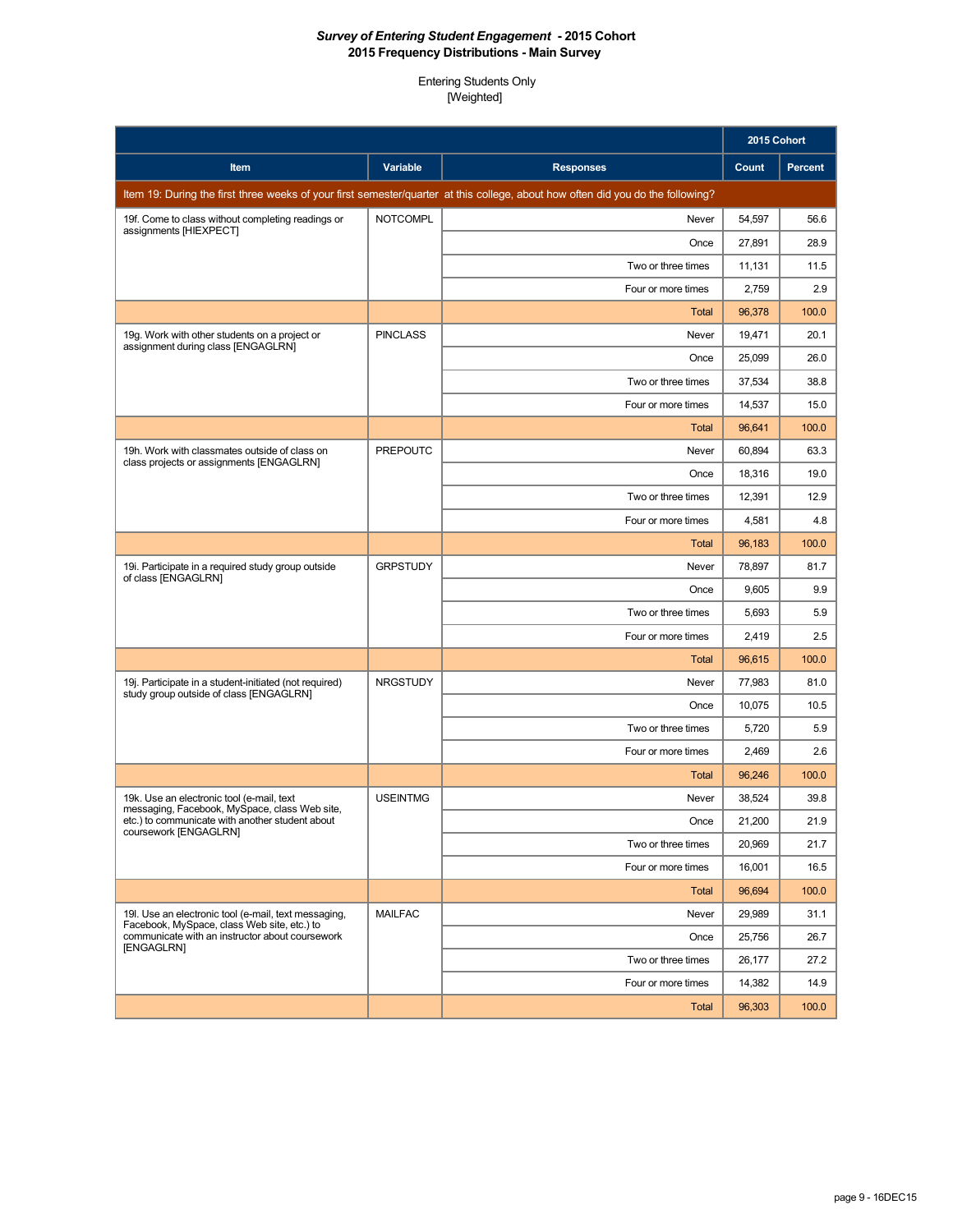*Survey of Entering Student Engagement* **- 2015 Cohort**
**2015 Frequency Distributions - Main Survey**

Entering Students Only
[Weighted]

| Item | Variable | Responses | 2015 Cohort Count | 2015 Cohort Percent |
|---|---|---|---|---|
| Item 19: During the first three weeks of your first semester/quarter at this college, about how often did you do the following? | | | | |
| 19f. Come to class without completing readings or assignments [HIEXPECT] | NOTCOMPL | Never | 54,597 | 56.6 |
| | | Once | 27,891 | 28.9 |
| | | Two or three times | 11,131 | 11.5 |
| | | Four or more times | 2,759 | 2.9 |
| | | Total | 96,378 | 100.0 |
| 19g. Work with other students on a project or assignment during class [ENGAGLRN] | PINCLASS | Never | 19,471 | 20.1 |
| | | Once | 25,099 | 26.0 |
| | | Two or three times | 37,534 | 38.8 |
| | | Four or more times | 14,537 | 15.0 |
| | | Total | 96,641 | 100.0 |
| 19h. Work with classmates outside of class on class projects or assignments [ENGAGLRN] | PREPOUTC | Never | 60,894 | 63.3 |
| | | Once | 18,316 | 19.0 |
| | | Two or three times | 12,391 | 12.9 |
| | | Four or more times | 4,581 | 4.8 |
| | | Total | 96,183 | 100.0 |
| 19i. Participate in a required study group outside of class [ENGAGLRN] | GRPSTUDY | Never | 78,897 | 81.7 |
| | | Once | 9,605 | 9.9 |
| | | Two or three times | 5,693 | 5.9 |
| | | Four or more times | 2,419 | 2.5 |
| | | Total | 96,615 | 100.0 |
| 19j. Participate in a student-initiated (not required) study group outside of class [ENGAGLRN] | NRGSTUDY | Never | 77,983 | 81.0 |
| | | Once | 10,075 | 10.5 |
| | | Two or three times | 5,720 | 5.9 |
| | | Four or more times | 2,469 | 2.6 |
| | | Total | 96,246 | 100.0 |
| 19k. Use an electronic tool (e-mail, text messaging, Facebook, MySpace, class Web site, etc.) to communicate with another student about coursework [ENGAGLRN] | USEINTMG | Never | 38,524 | 39.8 |
| | | Once | 21,200 | 21.9 |
| | | Two or three times | 20,969 | 21.7 |
| | | Four or more times | 16,001 | 16.5 |
| | | Total | 96,694 | 100.0 |
| 19l. Use an electronic tool (e-mail, text messaging, Facebook, MySpace, class Web site, etc.) to communicate with an instructor about coursework [ENGAGLRN] | MAILFAC | Never | 29,989 | 31.1 |
| | | Once | 25,756 | 26.7 |
| | | Two or three times | 26,177 | 27.2 |
| | | Four or more times | 14,382 | 14.9 |
| | | Total | 96,303 | 100.0 |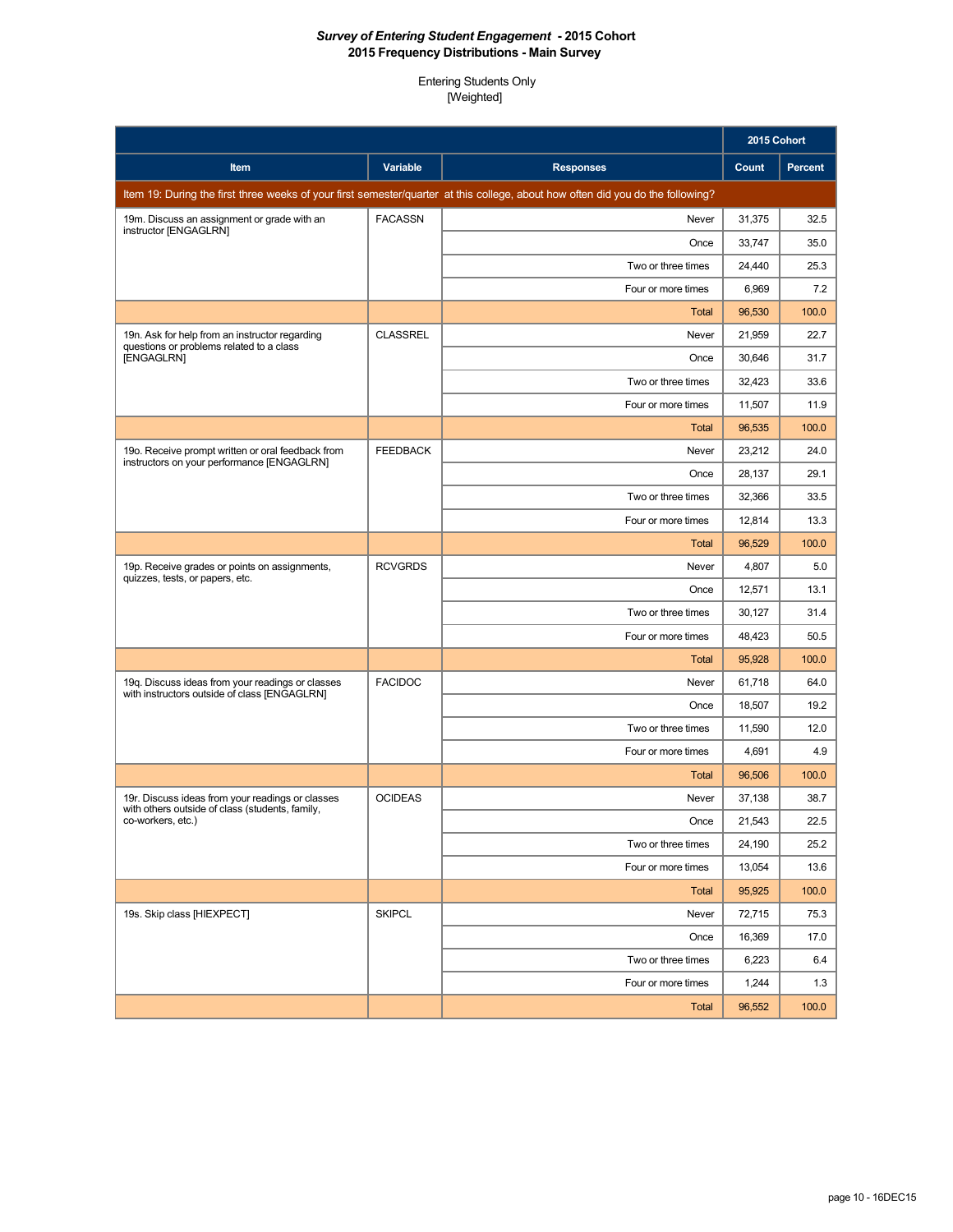***Survey of Entering Student Engagement* - 2015 Cohort**
**2015 Frequency Distributions - Main Survey**

Entering Students Only
[Weighted]

| Item | Variable | Responses | 2015 Cohort Count | 2015 Cohort Percent |
|---|---|---|---|---|
| Item 19: During the first three weeks of your first semester/quarter at this college, about how often did you do the following? | | | | |
| 19m. Discuss an assignment or grade with an instructor [ENGAGLRN] | FACASSN | Never | 31,375 | 32.5 |
| | | Once | 33,747 | 35.0 |
| | | Two or three times | 24,440 | 25.3 |
| | | Four or more times | 6,969 | 7.2 |
| | | Total | 96,530 | 100.0 |
| 19n. Ask for help from an instructor regarding questions or problems related to a class [ENGAGLRN] | CLASSREL | Never | 21,959 | 22.7 |
| | | Once | 30,646 | 31.7 |
| | | Two or three times | 32,423 | 33.6 |
| | | Four or more times | 11,507 | 11.9 |
| | | Total | 96,535 | 100.0 |
| 19o. Receive prompt written or oral feedback from instructors on your performance [ENGAGLRN] | FEEDBACK | Never | 23,212 | 24.0 |
| | | Once | 28,137 | 29.1 |
| | | Two or three times | 32,366 | 33.5 |
| | | Four or more times | 12,814 | 13.3 |
| | | Total | 96,529 | 100.0 |
| 19p. Receive grades or points on assignments, quizzes, tests, or papers, etc. | RCVGRDS | Never | 4,807 | 5.0 |
| | | Once | 12,571 | 13.1 |
| | | Two or three times | 30,127 | 31.4 |
| | | Four or more times | 48,423 | 50.5 |
| | | Total | 95,928 | 100.0 |
| 19q. Discuss ideas from your readings or classes with instructors outside of class [ENGAGLRN] | FACIDOC | Never | 61,718 | 64.0 |
| | | Once | 18,507 | 19.2 |
| | | Two or three times | 11,590 | 12.0 |
| | | Four or more times | 4,691 | 4.9 |
| | | Total | 96,506 | 100.0 |
| 19r. Discuss ideas from your readings or classes with others outside of class (students, family, co-workers, etc.) | OCIDEAS | Never | 37,138 | 38.7 |
| | | Once | 21,543 | 22.5 |
| | | Two or three times | 24,190 | 25.2 |
| | | Four or more times | 13,054 | 13.6 |
| | | Total | 95,925 | 100.0 |
| 19s. Skip class [HIEXPECT] | SKIPCL | Never | 72,715 | 75.3 |
| | | Once | 16,369 | 17.0 |
| | | Two or three times | 6,223 | 6.4 |
| | | Four or more times | 1,244 | 1.3 |
| | | Total | 96,552 | 100.0 |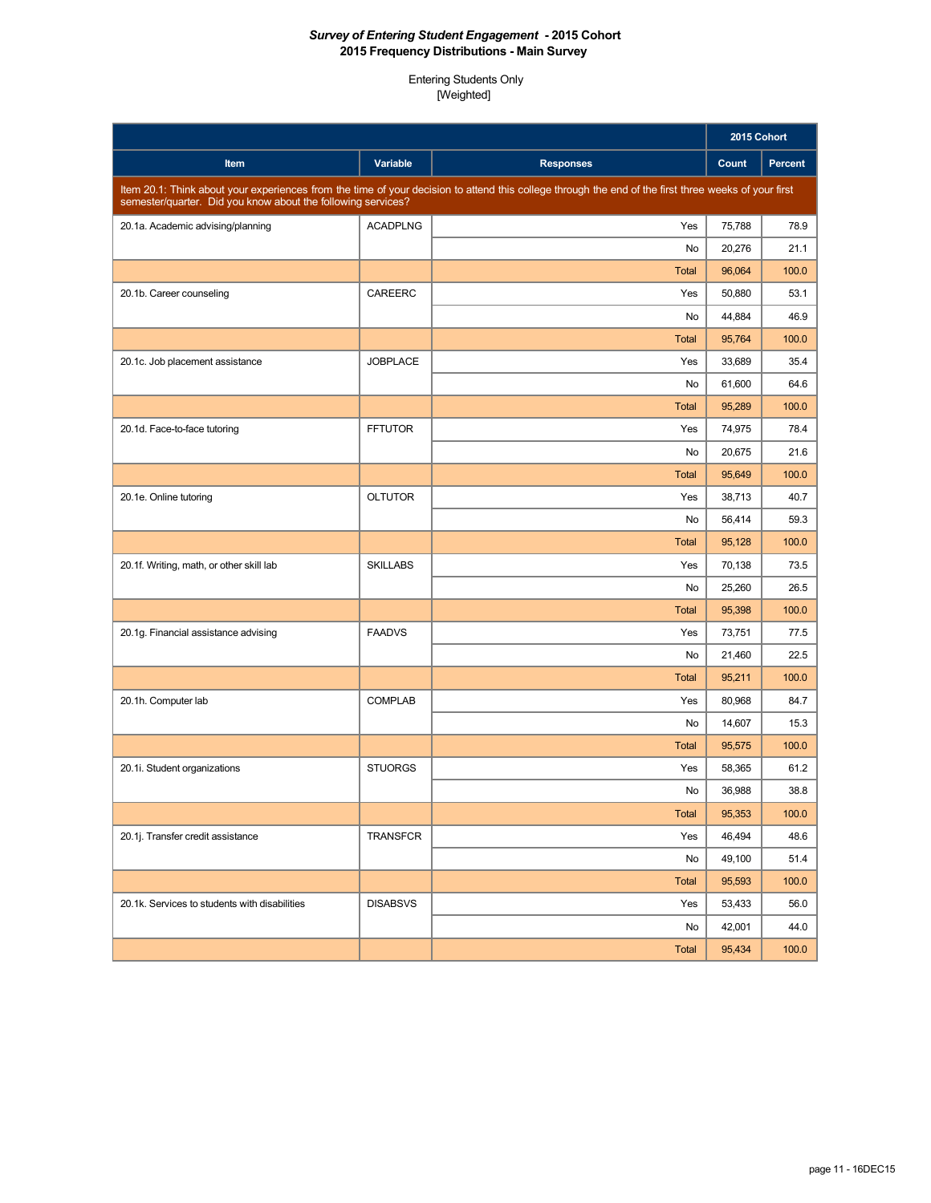***Survey of Entering Student Engagement* - 2015 Cohort**
**2015 Frequency Distributions - Main Survey**

Entering Students Only
[Weighted]

| Item | Variable | Responses | 2015 Cohort Count | 2015 Cohort Percent |
|---|---|---|---|---|
| Item 20.1: Think about your experiences from the time of your decision to attend this college through the end of the first three weeks of your first semester/quarter. Did you know about the following services? | | | | |
| 20.1a. Academic advising/planning | ACADPLNG | Yes | 75,788 | 78.9 |
| | | No | 20,276 | 21.1 |
| | | Total | 96,064 | 100.0 |
| 20.1b. Career counseling | CAREERC | Yes | 50,880 | 53.1 |
| | | No | 44,884 | 46.9 |
| | | Total | 95,764 | 100.0 |
| 20.1c. Job placement assistance | JOBPLACE | Yes | 33,689 | 35.4 |
| | | No | 61,600 | 64.6 |
| | | Total | 95,289 | 100.0 |
| 20.1d. Face-to-face tutoring | FFTUTOR | Yes | 74,975 | 78.4 |
| | | No | 20,675 | 21.6 |
| | | Total | 95,649 | 100.0 |
| 20.1e. Online tutoring | OLTUTOR | Yes | 38,713 | 40.7 |
| | | No | 56,414 | 59.3 |
| | | Total | 95,128 | 100.0 |
| 20.1f. Writing, math, or other skill lab | SKILLABS | Yes | 70,138 | 73.5 |
| | | No | 25,260 | 26.5 |
| | | Total | 95,398 | 100.0 |
| 20.1g. Financial assistance advising | FAADVS | Yes | 73,751 | 77.5 |
| | | No | 21,460 | 22.5 |
| | | Total | 95,211 | 100.0 |
| 20.1h. Computer lab | COMPLAB | Yes | 80,968 | 84.7 |
| | | No | 14,607 | 15.3 |
| | | Total | 95,575 | 100.0 |
| 20.1i. Student organizations | STUORGS | Yes | 58,365 | 61.2 |
| | | No | 36,988 | 38.8 |
| | | Total | 95,353 | 100.0 |
| 20.1j. Transfer credit assistance | TRANSFCR | Yes | 46,494 | 48.6 |
| | | No | 49,100 | 51.4 |
| | | Total | 95,593 | 100.0 |
| 20.1k. Services to students with disabilities | DISABSVS | Yes | 53,433 | 56.0 |
| | | No | 42,001 | 44.0 |
| | | Total | 95,434 | 100.0 |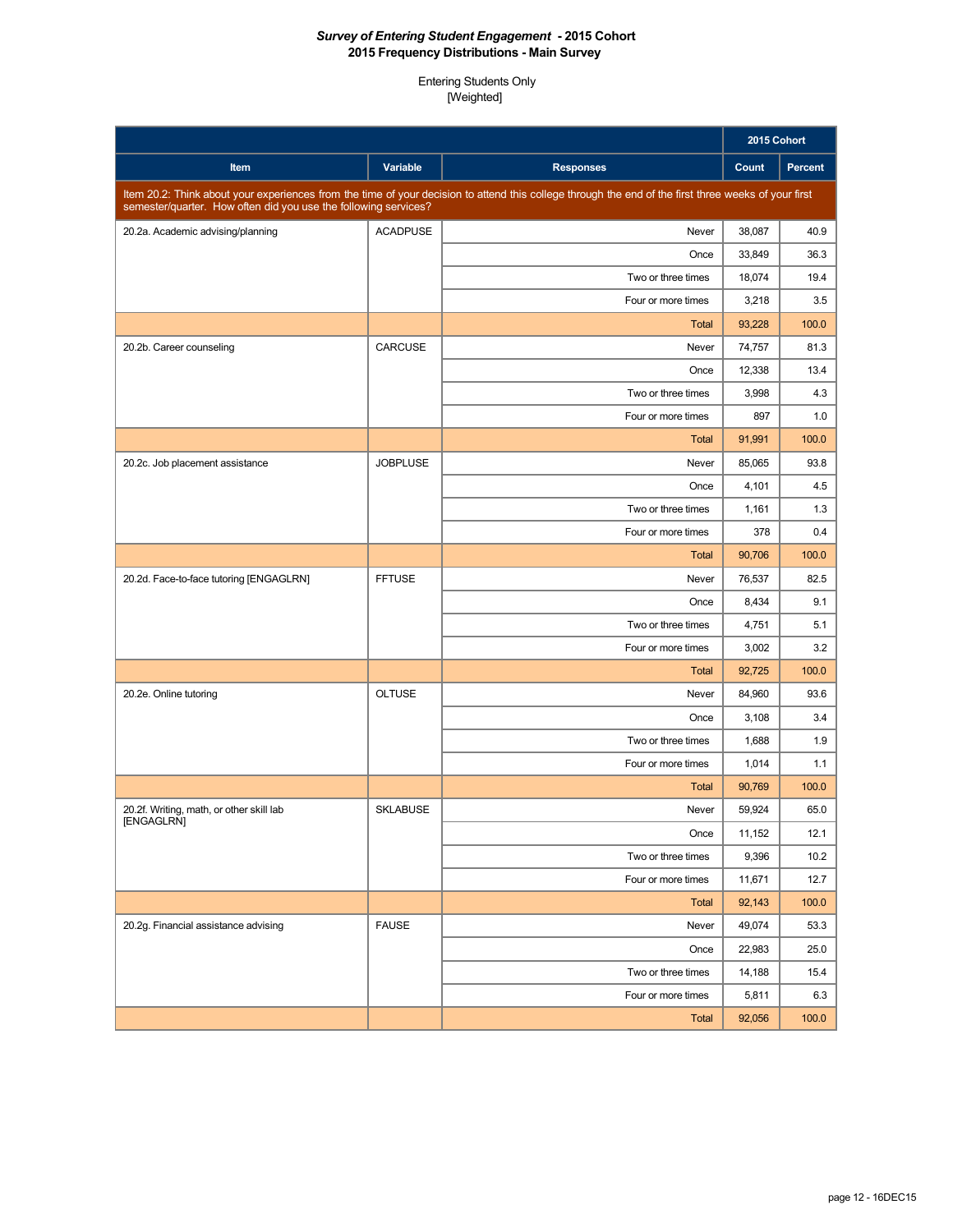***Survey of Entering Student Engagement* - 2015 Cohort**
**2015 Frequency Distributions - Main Survey**

Entering Students Only
[Weighted]

| Item | Variable | Responses | 2015 Cohort Count | 2015 Cohort Percent |
|---|---|---|---|---|
| **Item 20.2: Think about your experiences from the time of your decision to attend this college through the end of the first three weeks of your first semester/quarter. How often did you use the following services?** | | | | |
| 20.2a. Academic advising/planning | ACADPUSE | Never | 38,087 | 40.9 |
| | | Once | 33,849 | 36.3 |
| | | Two or three times | 18,074 | 19.4 |
| | | Four or more times | 3,218 | 3.5 |
| | | Total | 93,228 | 100.0 |
| 20.2b. Career counseling | CARCUSE | Never | 74,757 | 81.3 |
| | | Once | 12,338 | 13.4 |
| | | Two or three times | 3,998 | 4.3 |
| | | Four or more times | 897 | 1.0 |
| | | Total | 91,991 | 100.0 |
| 20.2c. Job placement assistance | JOBPLUSE | Never | 85,065 | 93.8 |
| | | Once | 4,101 | 4.5 |
| | | Two or three times | 1,161 | 1.3 |
| | | Four or more times | 378 | 0.4 |
| | | Total | 90,706 | 100.0 |
| 20.2d. Face-to-face tutoring [ENGAGLRN] | FFTUSE | Never | 76,537 | 82.5 |
| | | Once | 8,434 | 9.1 |
| | | Two or three times | 4,751 | 5.1 |
| | | Four or more times | 3,002 | 3.2 |
| | | Total | 92,725 | 100.0 |
| 20.2e. Online tutoring | OLTUSE | Never | 84,960 | 93.6 |
| | | Once | 3,108 | 3.4 |
| | | Two or three times | 1,688 | 1.9 |
| | | Four or more times | 1,014 | 1.1 |
| | | Total | 90,769 | 100.0 |
| 20.2f. Writing, math, or other skill lab [ENGAGLRN] | SKLABUSE | Never | 59,924 | 65.0 |
| | | Once | 11,152 | 12.1 |
| | | Two or three times | 9,396 | 10.2 |
| | | Four or more times | 11,671 | 12.7 |
| | | Total | 92,143 | 100.0 |
| 20.2g. Financial assistance advising | FAUSE | Never | 49,074 | 53.3 |
| | | Once | 22,983 | 25.0 |
| | | Two or three times | 14,188 | 15.4 |
| | | Four or more times | 5,811 | 6.3 |
| | | Total | 92,056 | 100.0 |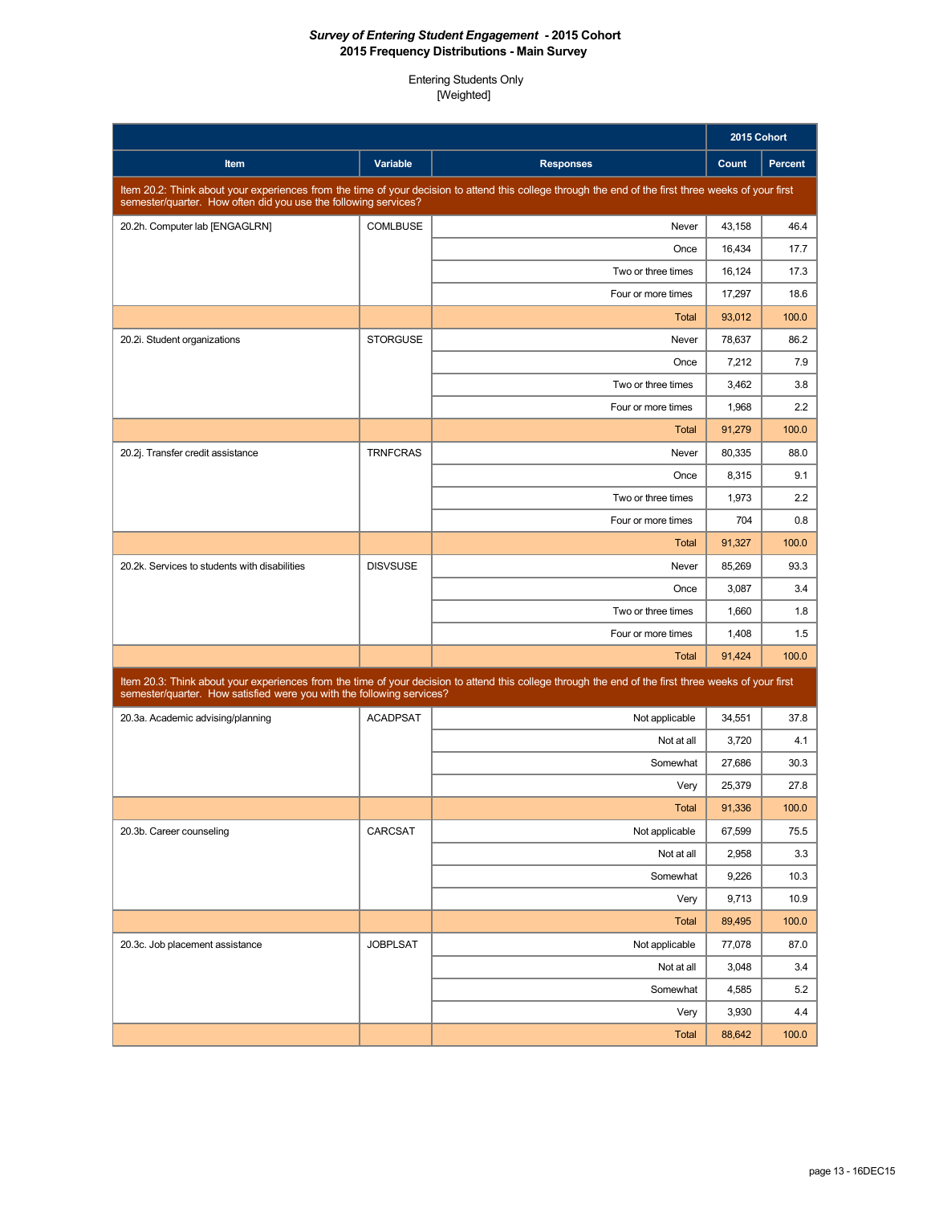***Survey of Entering Student Engagement* - 2015 Cohort**
**2015 Frequency Distributions - Main Survey**

Entering Students Only
[Weighted]

| Item | Variable | Responses | 2015 Cohort Count | 2015 Cohort Percent |
|---|---|---|---|---|
| Item 20.2: Think about your experiences from the time of your decision to attend this college through the end of the first three weeks of your first semester/quarter. How often did you use the following services? | | | | |
| 20.2h. Computer lab [ENGAGLRN] | COMLBUSE | Never | 43,158 | 46.4 |
| | | Once | 16,434 | 17.7 |
| | | Two or three times | 16,124 | 17.3 |
| | | Four or more times | 17,297 | 18.6 |
| | | Total | 93,012 | 100.0 |
| 20.2i. Student organizations | STORGUSE | Never | 78,637 | 86.2 |
| | | Once | 7,212 | 7.9 |
| | | Two or three times | 3,462 | 3.8 |
| | | Four or more times | 1,968 | 2.2 |
| | | Total | 91,279 | 100.0 |
| 20.2j. Transfer credit assistance | TRNFCRAS | Never | 80,335 | 88.0 |
| | | Once | 8,315 | 9.1 |
| | | Two or three times | 1,973 | 2.2 |
| | | Four or more times | 704 | 0.8 |
| | | Total | 91,327 | 100.0 |
| 20.2k. Services to students with disabilities | DISVSUSE | Never | 85,269 | 93.3 |
| | | Once | 3,087 | 3.4 |
| | | Two or three times | 1,660 | 1.8 |
| | | Four or more times | 1,408 | 1.5 |
| | | Total | 91,424 | 100.0 |
| Item 20.3: Think about your experiences from the time of your decision to attend this college through the end of the first three weeks of your first semester/quarter. How satisfied were you with the following services? | | | | |
| 20.3a. Academic advising/planning | ACADPSAT | Not applicable | 34,551 | 37.8 |
| | | Not at all | 3,720 | 4.1 |
| | | Somewhat | 27,686 | 30.3 |
| | | Very | 25,379 | 27.8 |
| | | Total | 91,336 | 100.0 |
| 20.3b. Career counseling | CARCSAT | Not applicable | 67,599 | 75.5 |
| | | Not at all | 2,958 | 3.3 |
| | | Somewhat | 9,226 | 10.3 |
| | | Very | 9,713 | 10.9 |
| | | Total | 89,495 | 100.0 |
| 20.3c. Job placement assistance | JOBPLSAT | Not applicable | 77,078 | 87.0 |
| | | Not at all | 3,048 | 3.4 |
| | | Somewhat | 4,585 | 5.2 |
| | | Very | 3,930 | 4.4 |
| | | Total | 88,642 | 100.0 |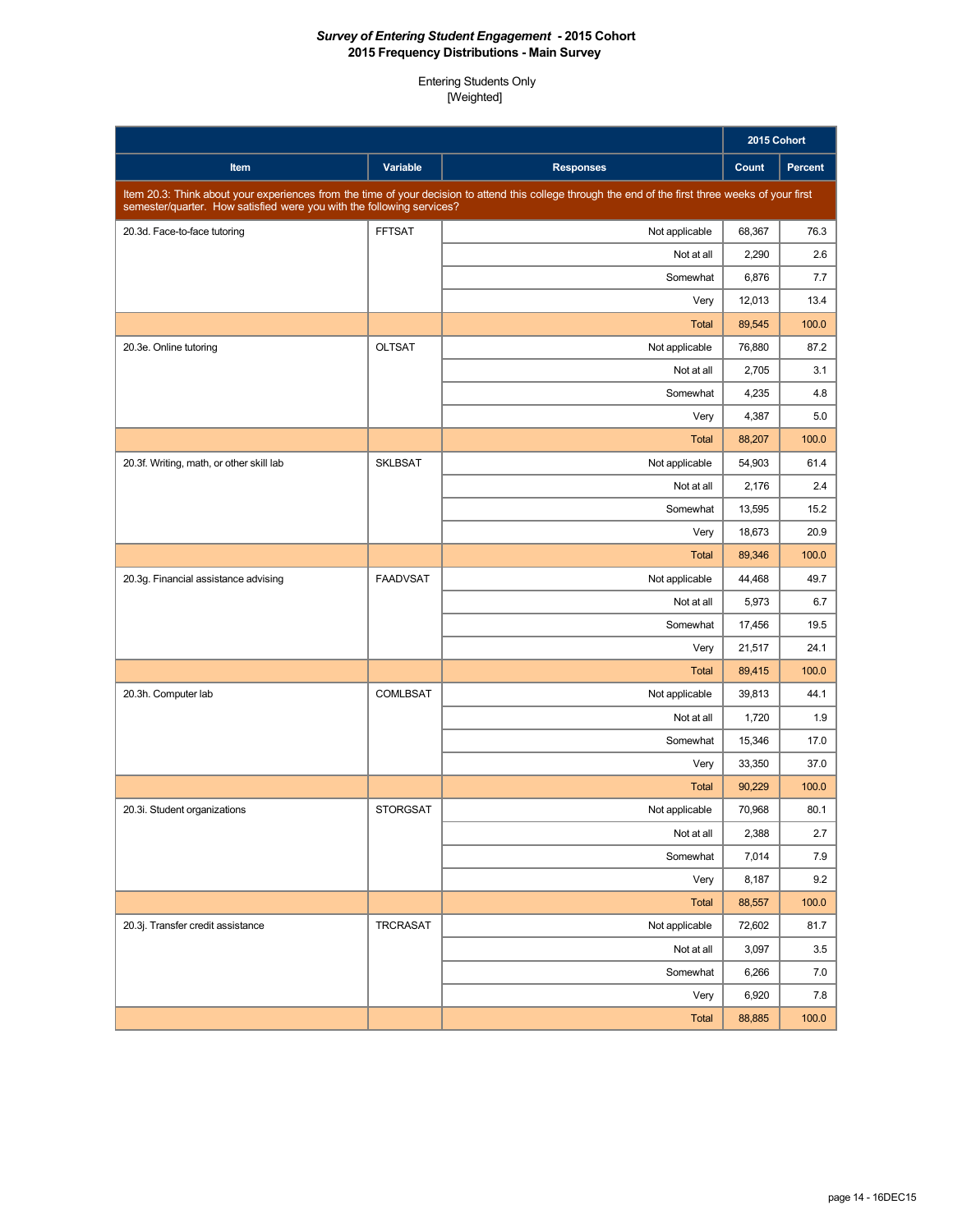# *Survey of Entering Student Engagement* - 2015 Cohort
## 2015 Frequency Distributions - Main Survey

Entering Students Only
[Weighted]

| Item | Variable | Responses | 2015 Cohort Count | 2015 Cohort Percent |
|---|---|---|---|---|
| Item 20.3: Think about your experiences from the time of your decision to attend this college through the end of the first three weeks of your first semester/quarter. How satisfied were you with the following services? | | | | |
| 20.3d. Face-to-face tutoring | FFTSAT | Not applicable | 68,367 | 76.3 |
| | | Not at all | 2,290 | 2.6 |
| | | Somewhat | 6,876 | 7.7 |
| | | Very | 12,013 | 13.4 |
| | | Total | 89,545 | 100.0 |
| 20.3e. Online tutoring | OLTSAT | Not applicable | 76,880 | 87.2 |
| | | Not at all | 2,705 | 3.1 |
| | | Somewhat | 4,235 | 4.8 |
| | | Very | 4,387 | 5.0 |
| | | Total | 88,207 | 100.0 |
| 20.3f. Writing, math, or other skill lab | SKLBSAT | Not applicable | 54,903 | 61.4 |
| | | Not at all | 2,176 | 2.4 |
| | | Somewhat | 13,595 | 15.2 |
| | | Very | 18,673 | 20.9 |
| | | Total | 89,346 | 100.0 |
| 20.3g. Financial assistance advising | FAADVSAT | Not applicable | 44,468 | 49.7 |
| | | Not at all | 5,973 | 6.7 |
| | | Somewhat | 17,456 | 19.5 |
| | | Very | 21,517 | 24.1 |
| | | Total | 89,415 | 100.0 |
| 20.3h. Computer lab | COMLBSAT | Not applicable | 39,813 | 44.1 |
| | | Not at all | 1,720 | 1.9 |
| | | Somewhat | 15,346 | 17.0 |
| | | Very | 33,350 | 37.0 |
| | | Total | 90,229 | 100.0 |
| 20.3i. Student organizations | STORGSAT | Not applicable | 70,968 | 80.1 |
| | | Not at all | 2,388 | 2.7 |
| | | Somewhat | 7,014 | 7.9 |
| | | Very | 8,187 | 9.2 |
| | | Total | 88,557 | 100.0 |
| 20.3j. Transfer credit assistance | TRCRASAT | Not applicable | 72,602 | 81.7 |
| | | Not at all | 3,097 | 3.5 |
| | | Somewhat | 6,266 | 7.0 |
| | | Very | 6,920 | 7.8 |
| | | Total | 88,885 | 100.0 |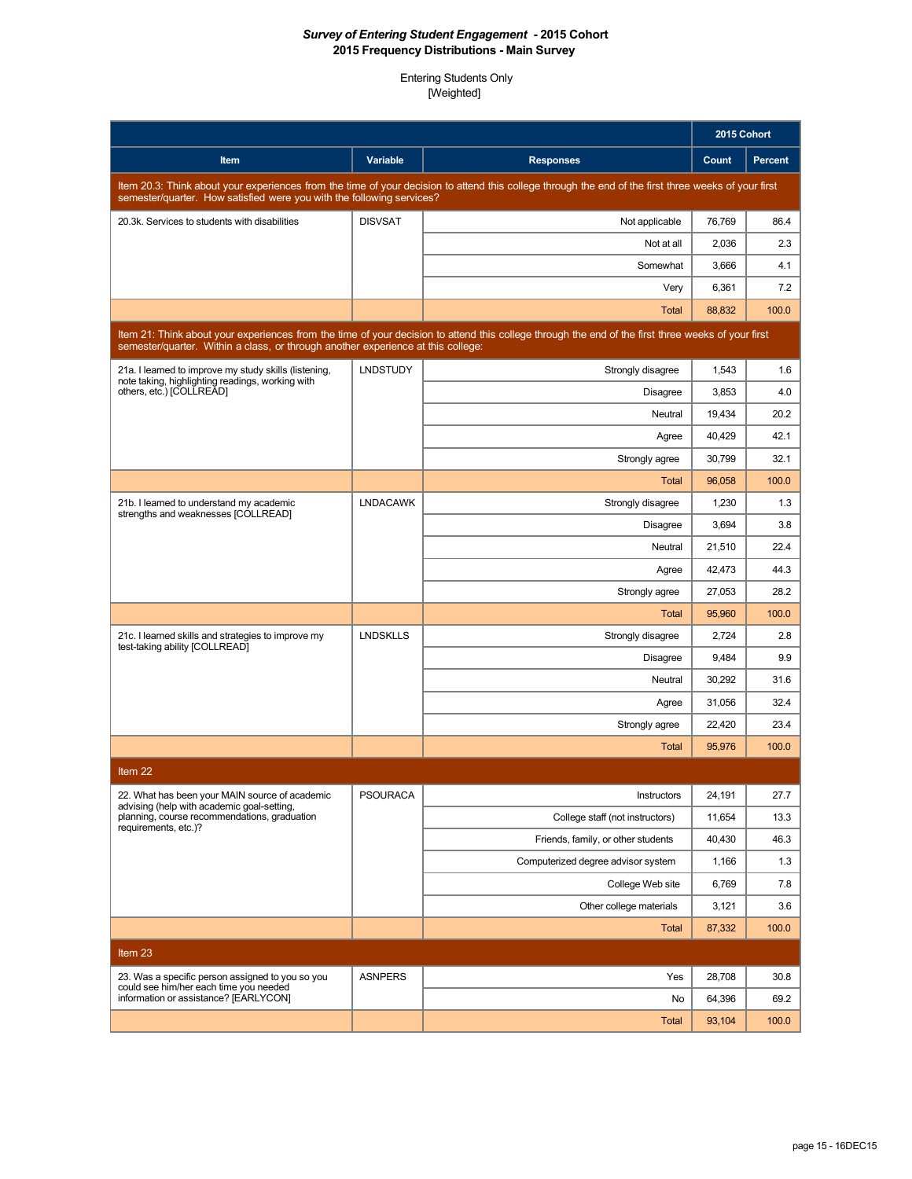***Survey of Entering Student Engagement* - 2015 Cohort**
**2015 Frequency Distributions - Main Survey**

Entering Students Only
[Weighted]

| Item | Variable | Responses | 2015 Cohort Count | 2015 Cohort Percent |
|---|---|---|---|---|
| **Item 20.3: Think about your experiences from the time of your decision to attend this college through the end of the first three weeks of your first semester/quarter. How satisfied were you with the following services?** | | | | |
| 20.3k. Services to students with disabilities | DISVSAT | Not applicable | 76,769 | 86.4 |
| | | Not at all | 2,036 | 2.3 |
| | | Somewhat | 3,666 | 4.1 |
| | | Very | 6,361 | 7.2 |
| | | Total | 88,832 | 100.0 |
| **Item 21: Think about your experiences from the time of your decision to attend this college through the end of the first three weeks of your first semester/quarter. Within a class, or through another experience at this college:** | | | | |
| 21a. I learned to improve my study skills (listening, note taking, highlighting readings, working with others, etc.) [COLLREAD] | LNDSTUDY | Strongly disagree | 1,543 | 1.6 |
| | | Disagree | 3,853 | 4.0 |
| | | Neutral | 19,434 | 20.2 |
| | | Agree | 40,429 | 42.1 |
| | | Strongly agree | 30,799 | 32.1 |
| | | Total | 96,058 | 100.0 |
| 21b. I learned to understand my academic strengths and weaknesses [COLLREAD] | LNDACAWK | Strongly disagree | 1,230 | 1.3 |
| | | Disagree | 3,694 | 3.8 |
| | | Neutral | 21,510 | 22.4 |
| | | Agree | 42,473 | 44.3 |
| | | Strongly agree | 27,053 | 28.2 |
| | | Total | 95,960 | 100.0 |
| 21c. I learned skills and strategies to improve my test-taking ability [COLLREAD] | LNDSKLLS | Strongly disagree | 2,724 | 2.8 |
| | | Disagree | 9,484 | 9.9 |
| | | Neutral | 30,292 | 31.6 |
| | | Agree | 31,056 | 32.4 |
| | | Strongly agree | 22,420 | 23.4 |
| | | Total | 95,976 | 100.0 |
| **Item 22** | | | | |
| 22. What has been your MAIN source of academic advising (help with academic goal-setting, planning, course recommendations, graduation requirements, etc.)? | PSOURACA | Instructors | 24,191 | 27.7 |
| | | College staff (not instructors) | 11,654 | 13.3 |
| | | Friends, family, or other students | 40,430 | 46.3 |
| | | Computerized degree advisor system | 1,166 | 1.3 |
| | | College Web site | 6,769 | 7.8 |
| | | Other college materials | 3,121 | 3.6 |
| | | Total | 87,332 | 100.0 |
| **Item 23** | | | | |
| 23. Was a specific person assigned to you so you could see him/her each time you needed information or assistance? [EARLYCON] | ASNPERS | Yes | 28,708 | 30.8 |
| | | No | 64,396 | 69.2 |
| | | Total | 93,104 | 100.0 |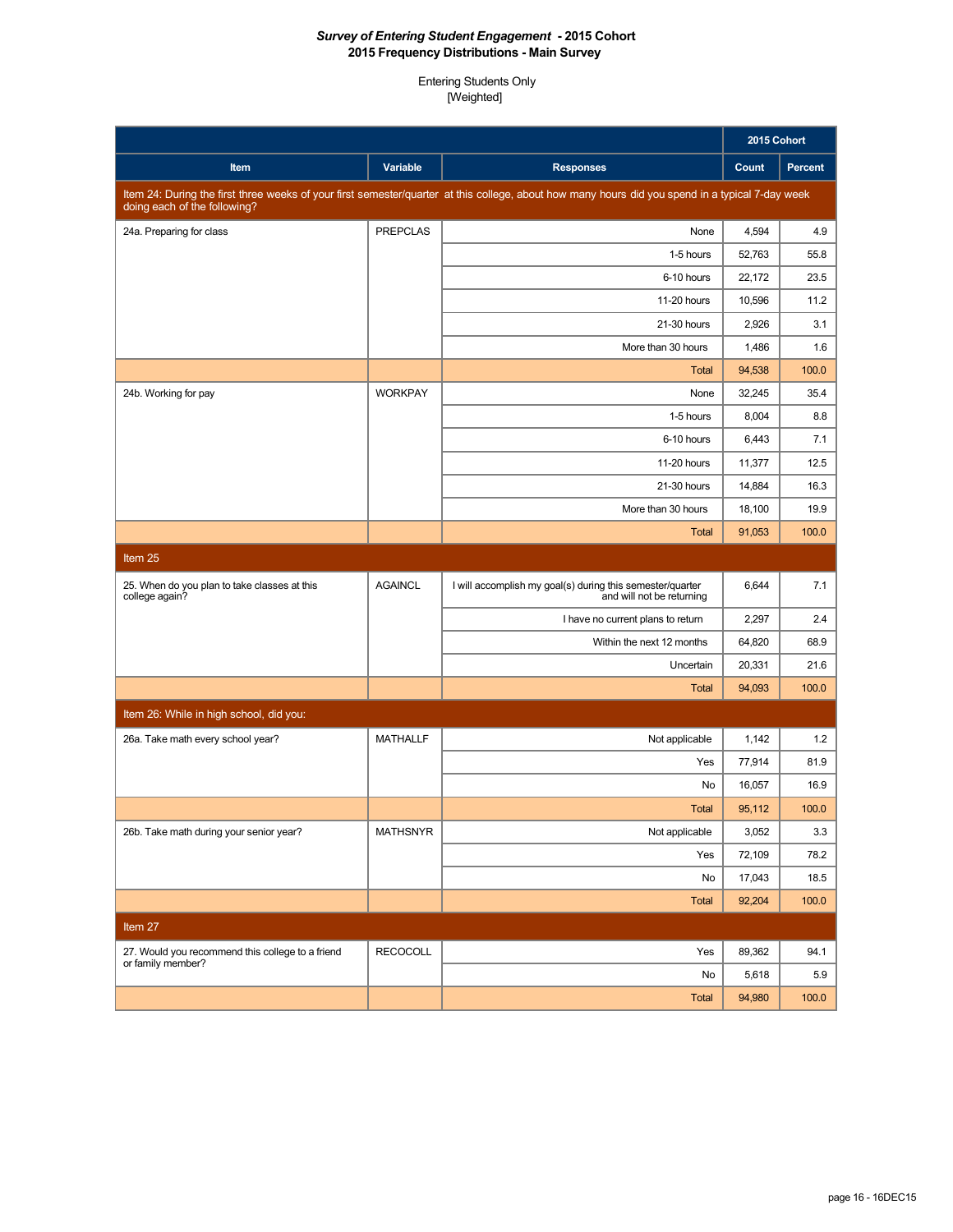# *Survey of Entering Student Engagement* - 2015 Cohort
## 2015 Frequency Distributions - Main Survey

Entering Students Only
[Weighted]

| Item | Variable | Responses | 2015 Cohort Count | 2015 Cohort Percent |
|---|---|---|---|---|
| **Item 24: During the first three weeks of your first semester/quarter at this college, about how many hours did you spend in a typical 7-day week doing each of the following?** | | | | |
| 24a. Preparing for class | PREPCLAS | None | 4,594 | 4.9 |
| | | 1-5 hours | 52,763 | 55.8 |
| | | 6-10 hours | 22,172 | 23.5 |
| | | 11-20 hours | 10,596 | 11.2 |
| | | 21-30 hours | 2,926 | 3.1 |
| | | More than 30 hours | 1,486 | 1.6 |
| | | Total | 94,538 | 100.0 |
| 24b. Working for pay | WORKPAY | None | 32,245 | 35.4 |
| | | 1-5 hours | 8,004 | 8.8 |
| | | 6-10 hours | 6,443 | 7.1 |
| | | 11-20 hours | 11,377 | 12.5 |
| | | 21-30 hours | 14,884 | 16.3 |
| | | More than 30 hours | 18,100 | 19.9 |
| | | Total | 91,053 | 100.0 |
| **Item 25** | | | | |
| 25. When do you plan to take classes at this college again? | AGAINCL | I will accomplish my goal(s) during this semester/quarter and will not be returning | 6,644 | 7.1 |
| | | I have no current plans to return | 2,297 | 2.4 |
| | | Within the next 12 months | 64,820 | 68.9 |
| | | Uncertain | 20,331 | 21.6 |
| | | Total | 94,093 | 100.0 |
| **Item 26: While in high school, did you:** | | | | |
| 26a. Take math every school year? | MATHALLF | Not applicable | 1,142 | 1.2 |
| | | Yes | 77,914 | 81.9 |
| | | No | 16,057 | 16.9 |
| | | Total | 95,112 | 100.0 |
| 26b. Take math during your senior year? | MATHSNYR | Not applicable | 3,052 | 3.3 |
| | | Yes | 72,109 | 78.2 |
| | | No | 17,043 | 18.5 |
| | | Total | 92,204 | 100.0 |
| **Item 27** | | | | |
| 27. Would you recommend this college to a friend or family member? | RECOCOLL | Yes | 89,362 | 94.1 |
| | | No | 5,618 | 5.9 |
| | | Total | 94,980 | 100.0 |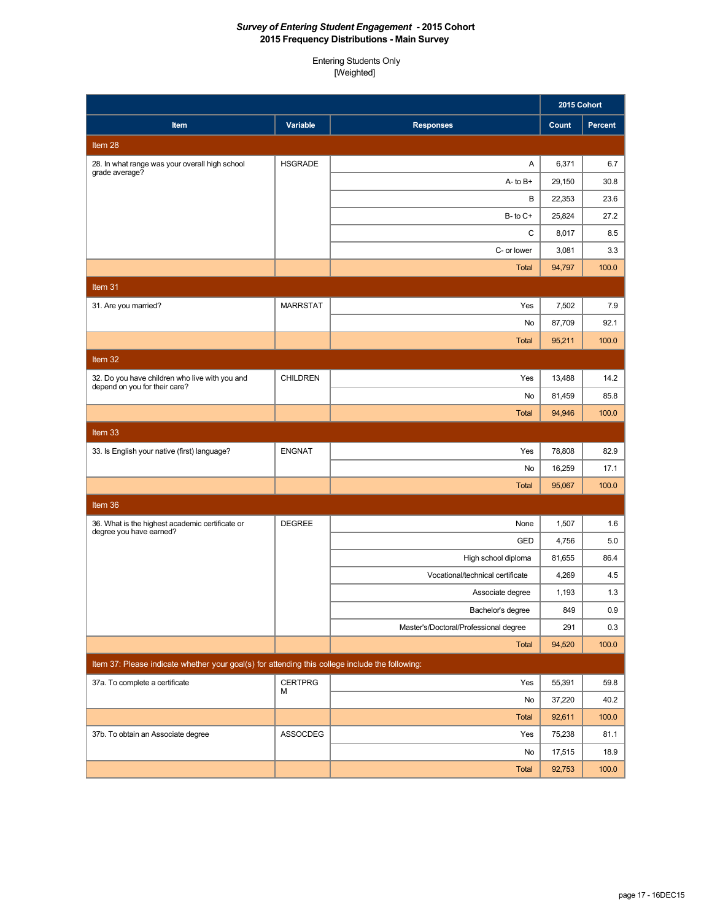**_Survey of Entering Student Engagement_ - 2015 Cohort**
**2015 Frequency Distributions - Main Survey**

Entering Students Only
[Weighted]

| Item | Variable | Responses | 2015 Cohort Count | 2015 Cohort Percent |
|---|---|---|---|---|
| **Item 28** | | | | |
| 28. In what range was your overall high school grade average? | HSGRADE | A | 6,371 | 6.7 |
| | | A- to B+ | 29,150 | 30.8 |
| | | B | 22,353 | 23.6 |
| | | B- to C+ | 25,824 | 27.2 |
| | | C | 8,017 | 8.5 |
| | | C- or lower | 3,081 | 3.3 |
| | | Total | 94,797 | 100.0 |
| **Item 31** | | | | |
| 31. Are you married? | MARRSTAT | Yes | 7,502 | 7.9 |
| | | No | 87,709 | 92.1 |
| | | Total | 95,211 | 100.0 |
| **Item 32** | | | | |
| 32. Do you have children who live with you and depend on you for their care? | CHILDREN | Yes | 13,488 | 14.2 |
| | | No | 81,459 | 85.8 |
| | | Total | 94,946 | 100.0 |
| **Item 33** | | | | |
| 33. Is English your native (first) language? | ENGNAT | Yes | 78,808 | 82.9 |
| | | No | 16,259 | 17.1 |
| | | Total | 95,067 | 100.0 |
| **Item 36** | | | | |
| 36. What is the highest academic certificate or degree you have earned? | DEGREE | None | 1,507 | 1.6 |
| | | GED | 4,756 | 5.0 |
| | | High school diploma | 81,655 | 86.4 |
| | | Vocational/technical certificate | 4,269 | 4.5 |
| | | Associate degree | 1,193 | 1.3 |
| | | Bachelor's degree | 849 | 0.9 |
| | | Master's/Doctoral/Professional degree | 291 | 0.3 |
| | | Total | 94,520 | 100.0 |
| **Item 37: Please indicate whether your goal(s) for attending this college include the following:** | | | | |
| 37a. To complete a certificate | CERTPRGM | Yes | 55,391 | 59.8 |
| | | No | 37,220 | 40.2 |
| | | Total | 92,611 | 100.0 |
| 37b. To obtain an Associate degree | ASSOCDEG | Yes | 75,238 | 81.1 |
| | | No | 17,515 | 18.9 |
| | | Total | 92,753 | 100.0 |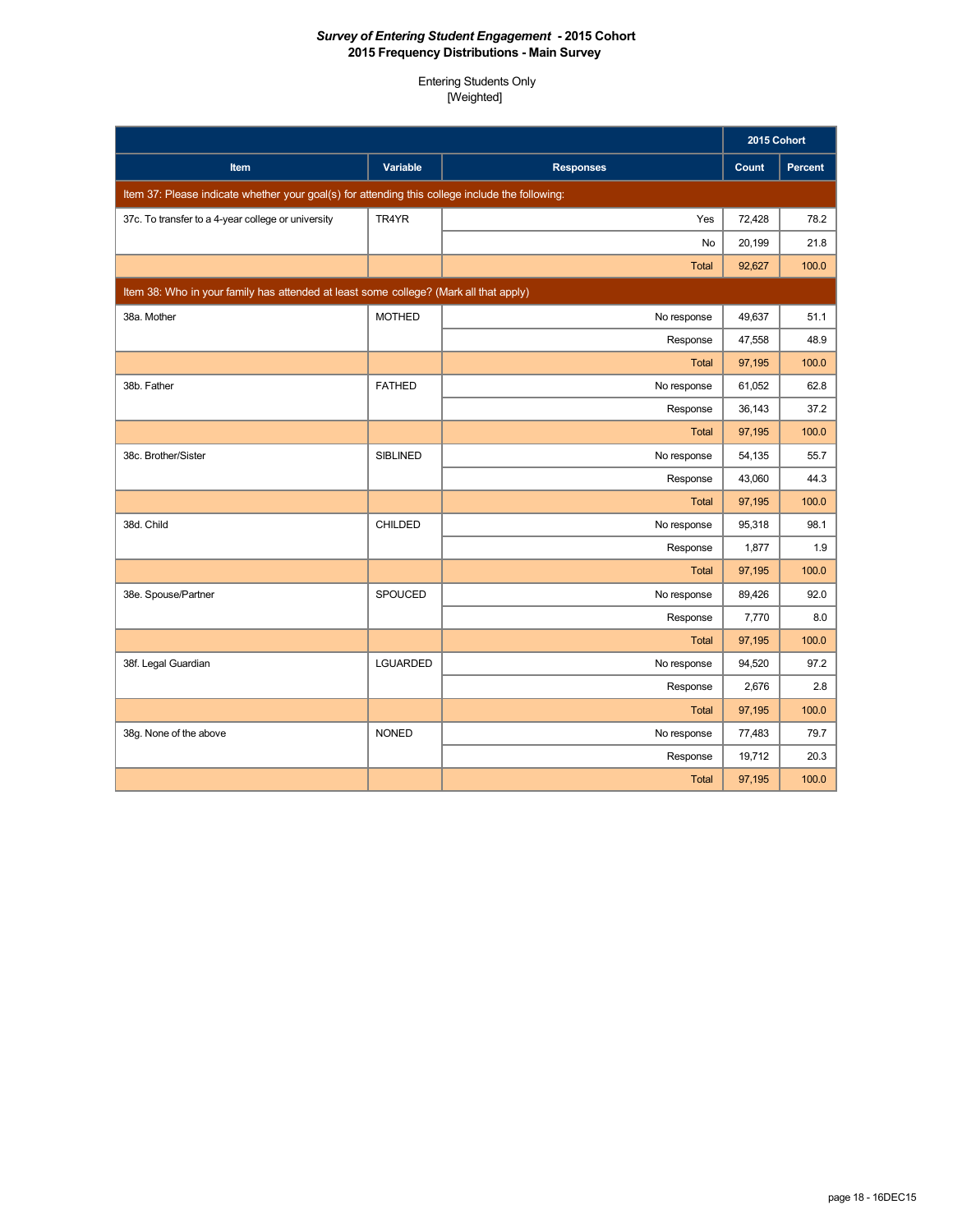***Survey of Entering Student Engagement* - 2015 Cohort**
**2015 Frequency Distributions - Main Survey**

Entering Students Only
[Weighted]

| | | | 2015 Cohort | |
|---|---|---|---|---|
| **Item** | **Variable** | **Responses** | **Count** | **Percent** |
| Item 37: Please indicate whether your goal(s) for attending this college include the following: | | | | |
| 37c. To transfer to a 4-year college or university | TR4YR | Yes | 72,428 | 78.2 |
| | | No | 20,199 | 21.8 |
| | | Total | 92,627 | 100.0 |
| Item 38: Who in your family has attended at least some college? (Mark all that apply) | | | | |
| 38a. Mother | MOTHED | No response | 49,637 | 51.1 |
| | | Response | 47,558 | 48.9 |
| | | Total | 97,195 | 100.0 |
| 38b. Father | FATHED | No response | 61,052 | 62.8 |
| | | Response | 36,143 | 37.2 |
| | | Total | 97,195 | 100.0 |
| 38c. Brother/Sister | SIBLINED | No response | 54,135 | 55.7 |
| | | Response | 43,060 | 44.3 |
| | | Total | 97,195 | 100.0 |
| 38d. Child | CHILDED | No response | 95,318 | 98.1 |
| | | Response | 1,877 | 1.9 |
| | | Total | 97,195 | 100.0 |
| 38e. Spouse/Partner | SPOUCED | No response | 89,426 | 92.0 |
| | | Response | 7,770 | 8.0 |
| | | Total | 97,195 | 100.0 |
| 38f. Legal Guardian | LGUARDED | No response | 94,520 | 97.2 |
| | | Response | 2,676 | 2.8 |
| | | Total | 97,195 | 100.0 |
| 38g. None of the above | NONED | No response | 77,483 | 79.7 |
| | | Response | 19,712 | 20.3 |
| | | Total | 97,195 | 100.0 |